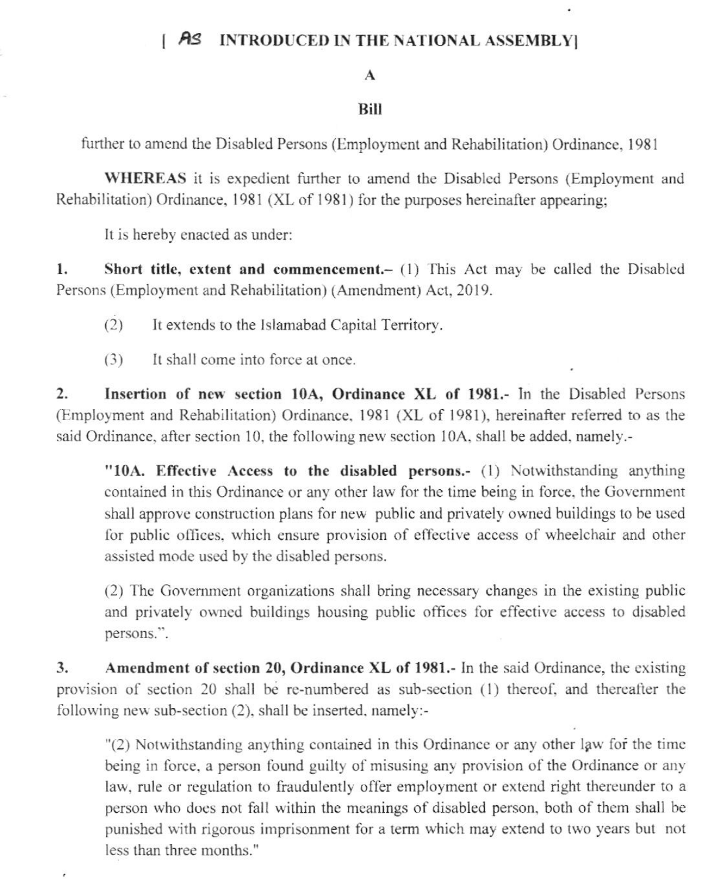**[ AS INTRODUCED IN THE NATIONAL ASSEMBLY]**

**A**

**Bill**

further to amend the Disabled Persons (Employment and Rehabilitation) Ordinance, 1981

**WHEREAS** it is expedient further to amend the Disabled Persons (Employment and Rehabilitation) Ordinance, 1981 (XL of 1981) for the purposes hereinafter appearing;

It is hereby enacted as under:

**1. Short title, extent and commencement.–** (1) This Act may be called the Disabled Persons (Employment and Rehabilitation) (Amendment) Act, 2019.

(2) It extends to the Islamabad Capital Territory.

(3) It shall come into force at once.

**2. Insertion of new section 10A, Ordinance XL of 1981.-** In the Disabled Persons (Employment and Rehabilitation) Ordinance, 1981 (XL of 1981), hereinafter referred to as the said Ordinance, after section 10, the following new section 10A, shall be added, namely.-

> "**10A. Effective Access to the disabled persons.-** (1) Notwithstanding anything contained in this Ordinance or any other law for the time being in force, the Government shall approve construction plans for new public and privately owned buildings to be used for public offices, which ensure provision of effective access of wheelchair and other assisted mode used by the disabled persons.
>
> (2) The Government organizations shall bring necessary changes in the existing public and privately owned buildings housing public offices for effective access to disabled persons.".

**3. Amendment of section 20, Ordinance XL of 1981.-** In the said Ordinance, the existing provision of section 20 shall be re-numbered as sub-section (1) thereof, and thereafter the following new sub-section (2), shall be inserted, namely:-

> "(2) Notwithstanding anything contained in this Ordinance or any other law for the time being in force, a person found guilty of misusing any provision of the Ordinance or any law, rule or regulation to fraudulently offer employment or extend right thereunder to a person who does not fall within the meanings of disabled person, both of them shall be punished with rigorous imprisonment for a term which may extend to two years but not less than three months."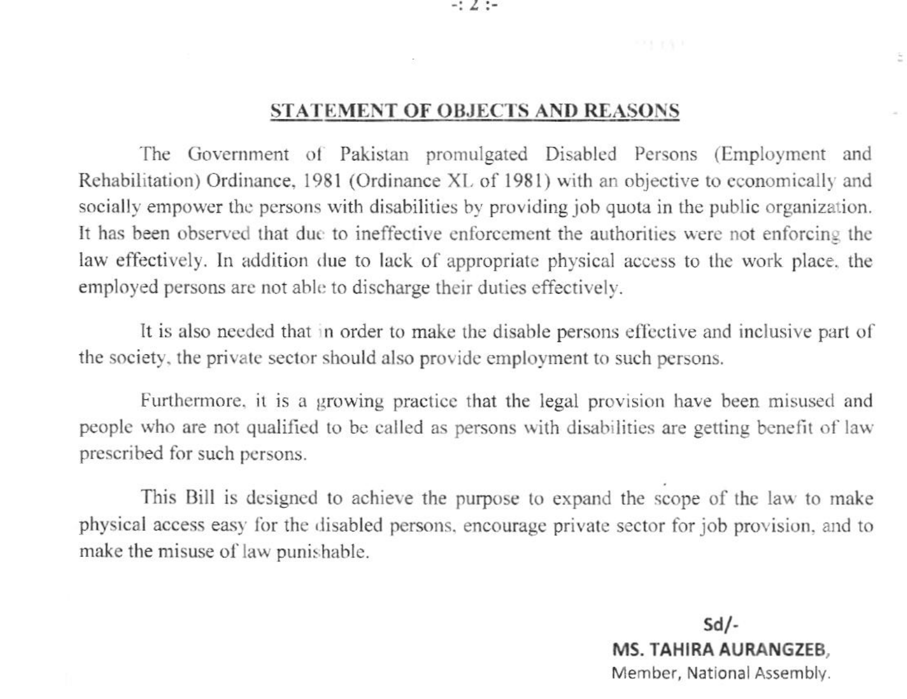## STATEMENT OF OBJECTS AND REASONS

The Government of Pakistan promulgated Disabled Persons (Employment and Rehabilitation) Ordinance, 1981 (Ordinance XL of 1981) with an objective to economically and socially empower the persons with disabilities by providing job quota in the public organization. It has been observed that due to ineffective enforcement the authorities were not enforcing the law effectively. In addition due to lack of appropriate physical access to the work place, the employed persons are not able to discharge their duties effectively.

It is also needed that in order to make the disable persons effective and inclusive part of the society, the private sector should also provide employment to such persons.

Furthermore, it is a growing practice that the legal provision have been misused and people who are not qualified to be called as persons with disabilities are getting benefit of law prescribed for such persons.

This Bill is designed to achieve the purpose to expand the scope of the law to make physical access easy for the disabled persons, encourage private sector for job provision, and to make the misuse of law punishable.

Sd/-
**MS. TAHIRA AURANGZEB,**
Member, National Assembly.